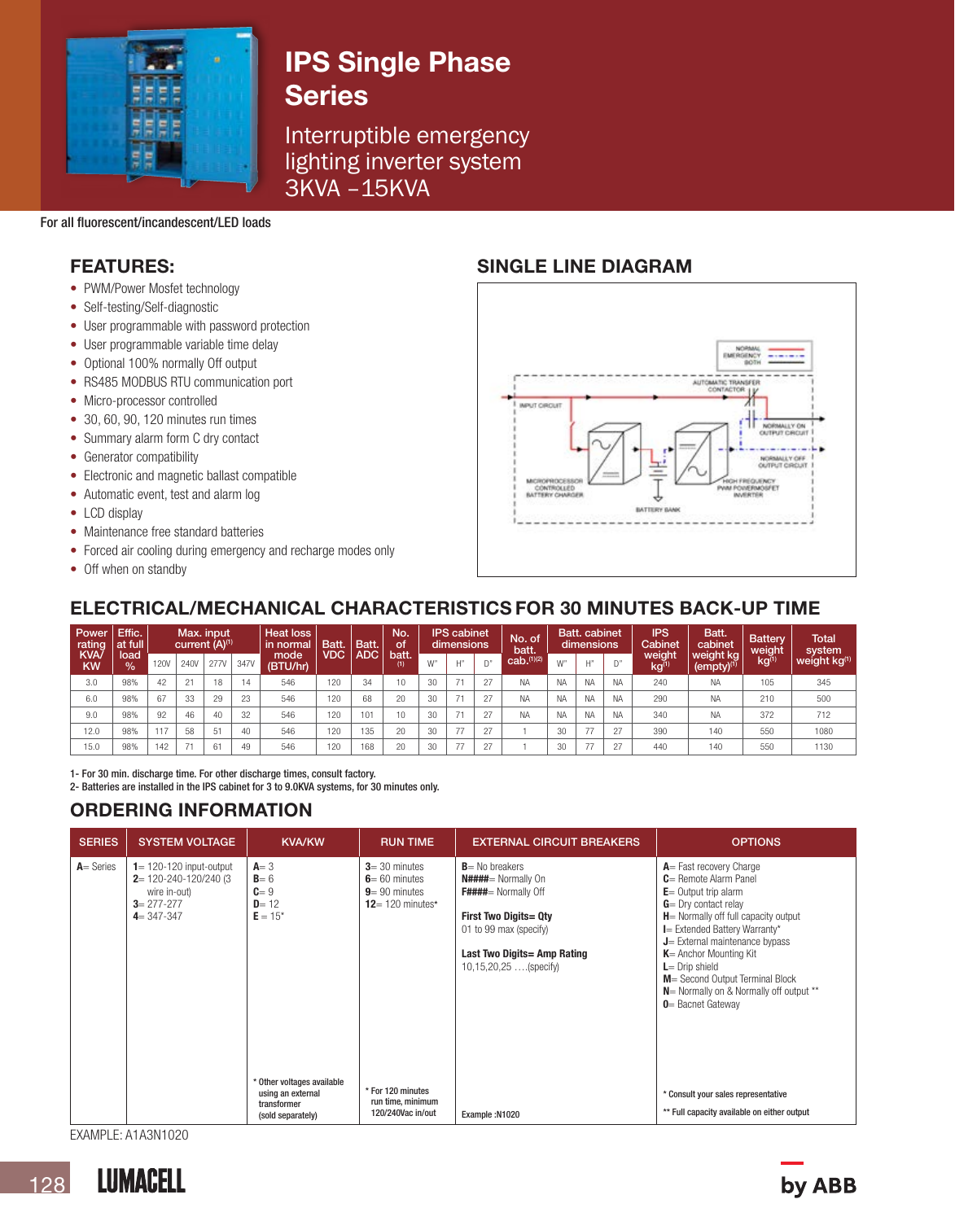# IPS Single Phase Series

## Interruptible emergency lighting inverter system 3KVA –15KVA

For all fluorescent/incandescent/LED loads

## FEATURES:

- PWM/Power Mosfet technology
- Self-testing/Self-diagnostic
- User programmable with password protection
- User programmable variable time delay
- Optional 100% normally Off output
- RS485 MODBUS RTU communication port
- Micro-processor controlled
- 30, 60, 90, 120 minutes run times
- Summary alarm form C dry contact
- Generator compatibility
- Electronic and magnetic ballast compatible
- Automatic event, test and alarm log
- LCD display
- Maintenance free standard batteries
- Forced air cooling during emergency and recharge modes only
- Off when on standby

## SINGLE LINE DIAGRAM

NORMAL
EMERGENCY
BOTH

INPUT CIRCUIT

AUTOMATIC TRANSFER CONTACTOR

NORMALLY ON OUTPUT CIRCUIT

NORMALLY OFF OUTPUT CIRCUIT

MICROPROCESSOR CONTROLLED BATTERY CHARGER

BATTERY BANK

HIGH FREQUENCY PWM POWERMOSFET INVERTER

## ELECTRICAL/MECHANICAL CHARACTERISTICS FOR 30 MINUTES BACK-UP TIME

| Power rating KVA/ KW | Effic. at full load % | Max. input current (A)(1) | | | | Heat loss in normal mode (BTU/hr) | Batt. VDC | Batt. ADC | No. of batt. (1) | IPS cabinet dimensions | | | No. of batt. cab.(1)(2) | Batt. cabinet dimensions | | | IPS Cabinet weight kg(1) | Batt. cabinet weight kg (empty)(1) | Battery weight kg(1) | Total system weight kg(1) |
|---|---|---|---|---|---|---|---|---|---|---|---|---|---|---|---|---|---|---|---|---|
| | | 120V | 240V | 277V | 347V | | | | | W" | H" | D" | | W" | H" | D" | | | | |
| 3.0 | 98% | 42 | 21 | 18 | 14 | 546 | 120 | 34 | 10 | 30 | 71 | 27 | NA | NA | NA | NA | 240 | NA | 105 | 345 |
| 6.0 | 98% | 67 | 33 | 29 | 23 | 546 | 120 | 68 | 20 | 30 | 71 | 27 | NA | NA | NA | NA | 290 | NA | 210 | 500 |
| 9.0 | 98% | 92 | 46 | 40 | 32 | 546 | 120 | 101 | 10 | 30 | 71 | 27 | NA | NA | NA | NA | 340 | NA | 372 | 712 |
| 12.0 | 98% | 117 | 58 | 51 | 40 | 546 | 120 | 135 | 20 | 30 | 77 | 27 | 1 | 30 | 77 | 27 | 390 | 140 | 550 | 1080 |
| 15.0 | 98% | 142 | 71 | 61 | 49 | 546 | 120 | 168 | 20 | 30 | 77 | 27 | 1 | 30 | 77 | 27 | 440 | 140 | 550 | 1130 |

1- For 30 min. discharge time. For other discharge times, consult factory.
2- Batteries are installed in the IPS cabinet for 3 to 9.0KVA systems, for 30 minutes only.

## ORDERING INFORMATION

| SERIES | SYSTEM VOLTAGE | KVA/KW | RUN TIME | EXTERNAL CIRCUIT BREAKERS | OPTIONS |
|---|---|---|---|---|---|
| **A**= Series | **1**= 120-120 input-output<br>**2**= 120-240-120/240 (3 wire in-out)<br>**3**= 277-277<br>**4**= 347-347 | **A**= 3<br>**B**= 6<br>**C**= 9<br>**D**= 12<br>**E** = 15*<br><br>* Other voltages available using an external transformer (sold separately) | **3**= 30 minutes<br>**6**= 60 minutes<br>**9**= 90 minutes<br>**12**= 120 minutes*<br><br>* For 120 minutes run time, minimum 120/240Vac in/out | **B**= No breakers<br>**N####**= Normally On<br>**F####**= Normally Off<br><br>**First Two Digits= Qty**<br>01 to 99 max (specify)<br><br>**Last Two Digits= Amp Rating**<br>10,15,20,25 ….(specify)<br><br>Example :N1020 | **A**= Fast recovery Charge<br>**C**= Remote Alarm Panel<br>**E**= Output trip alarm<br>**G**= Dry contact relay<br>**H**= Normally off full capacity output<br>**I**= Extended Battery Warranty*<br>**J**= External maintenance bypass<br>**K**= Anchor Mounting Kit<br>**L**= Drip shield<br>**M**= Second Output Terminal Block<br>**N**= Normally on & Normally off output **<br>**O**= Bacnet Gateway<br><br>* Consult your sales representative<br>** Full capacity available on either output |

EXAMPLE: A1A3N1020

LUMACELL by ABB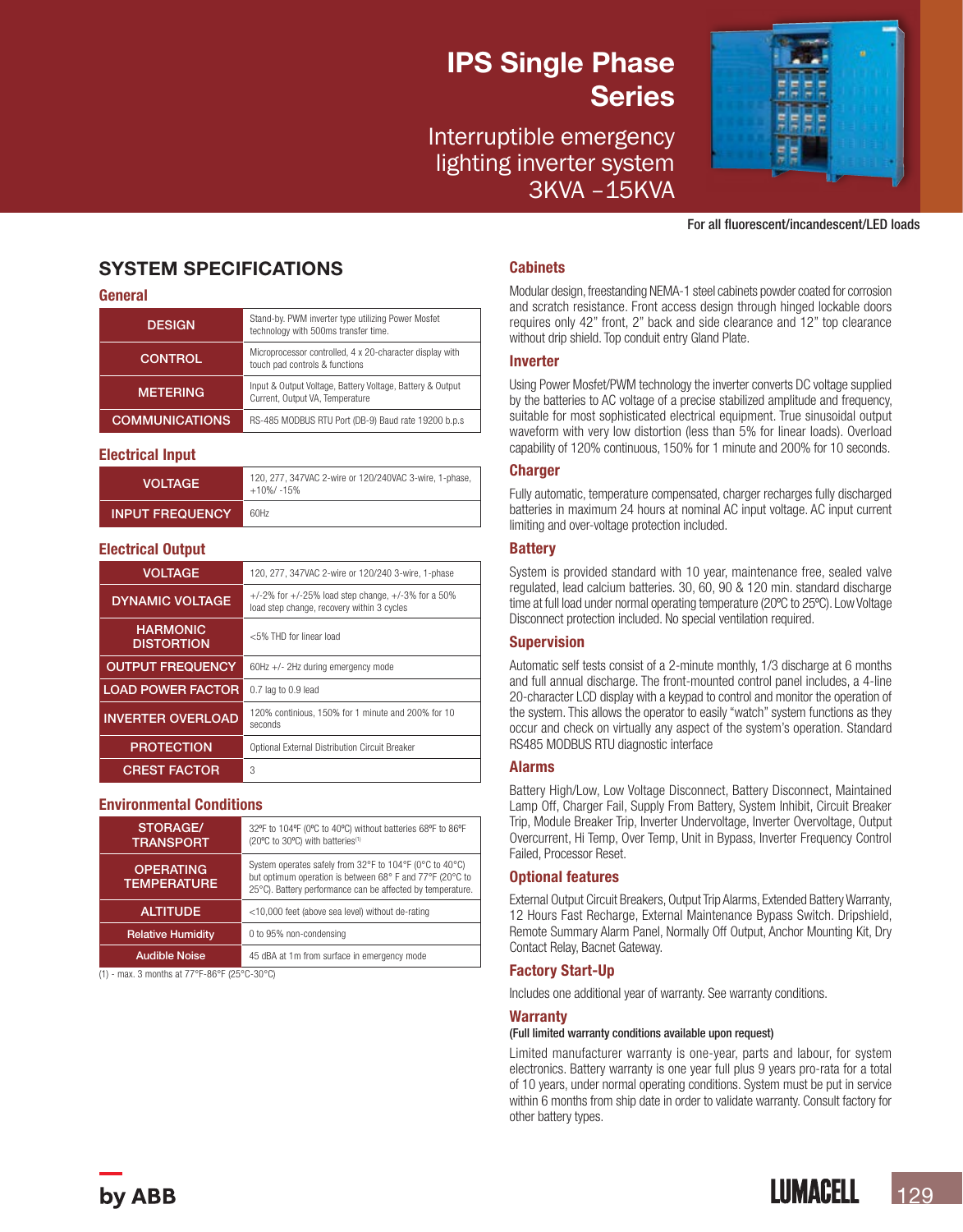# IPS Single Phase Series

Interruptible emergency lighting inverter system 3KVA –15KVA

For all fluorescent/incandescent/LED loads

## SYSTEM SPECIFICATIONS

### General

| | |
|---|---|
| DESIGN | Stand-by. PWM inverter type utilizing Power Mosfet technology with 500ms transfer time. |
| CONTROL | Microprocessor controlled, 4 x 20-character display with touch pad controls & functions |
| METERING | Input & Output Voltage, Battery Voltage, Battery & Output Current, Output VA, Temperature |
| COMMUNICATIONS | RS-485 MODBUS RTU Port (DB-9) Baud rate 19200 b.p.s |

### Electrical Input

| | |
|---|---|
| VOLTAGE | 120, 277, 347VAC 2-wire or 120/240VAC 3-wire, 1-phase, +10%/ -15% |
| INPUT FREQUENCY | 60Hz |

### Electrical Output

| | |
|---|---|
| VOLTAGE | 120, 277, 347VAC 2-wire or 120/240 3-wire, 1-phase |
| DYNAMIC VOLTAGE | +/-2% for +/-25% load step change, +/-3% for a 50% load step change, recovery within 3 cycles |
| HARMONIC DISTORTION | <5% THD for linear load |
| OUTPUT FREQUENCY | 60Hz +/- 2Hz during emergency mode |
| LOAD POWER FACTOR | 0.7 lag to 0.9 lead |
| INVERTER OVERLOAD | 120% continious, 150% for 1 minute and 200% for 10 seconds |
| PROTECTION | Optional External Distribution Circuit Breaker |
| CREST FACTOR | 3 |

### Environmental Conditions

| | |
|---|---|
| STORAGE/ TRANSPORT | 32ºF to 104ºF (0ºC to 40ºC) without batteries 68ºF to 86ºF (20ºC to 30ºC) with batteries[1] |
| OPERATING TEMPERATURE | System operates safely from 32°F to 104°F (0°C to 40°C) but optimum operation is between 68° F and 77°F (20°C to 25°C). Battery performance can be affected by temperature. |
| ALTITUDE | <10,000 feet (above sea level) without de-rating |
| Relative Humidity | 0 to 95% non-condensing |
| Audible Noise | 45 dBA at 1m from surface in emergency mode |

(1) - max. 3 months at 77°F-86°F (25°C-30°C)

### Cabinets

Modular design, freestanding NEMA-1 steel cabinets powder coated for corrosion and scratch resistance. Front access design through hinged lockable doors requires only 42" front, 2" back and side clearance and 12" top clearance without drip shield. Top conduit entry Gland Plate.

### Inverter

Using Power Mosfet/PWM technology the inverter converts DC voltage supplied by the batteries to AC voltage of a precise stabilized amplitude and frequency, suitable for most sophisticated electrical equipment. True sinusoidal output waveform with very low distortion (less than 5% for linear loads). Overload capability of 120% continuous, 150% for 1 minute and 200% for 10 seconds.

### Charger

Fully automatic, temperature compensated, charger recharges fully discharged batteries in maximum 24 hours at nominal AC input voltage. AC input current limiting and over-voltage protection included.

### Battery

System is provided standard with 10 year, maintenance free, sealed valve regulated, lead calcium batteries. 30, 60, 90 & 120 min. standard discharge time at full load under normal operating temperature (20ºC to 25ºC). Low Voltage Disconnect protection included. No special ventilation required.

### Supervision

Automatic self tests consist of a 2-minute monthly, 1/3 discharge at 6 months and full annual discharge. The front-mounted control panel includes, a 4-line 20-character LCD display with a keypad to control and monitor the operation of the system. This allows the operator to easily "watch" system functions as they occur and check on virtually any aspect of the system's operation. Standard RS485 MODBUS RTU diagnostic interface

### Alarms

Battery High/Low, Low Voltage Disconnect, Battery Disconnect, Maintained Lamp Off, Charger Fail, Supply From Battery, System Inhibit, Circuit Breaker Trip, Module Breaker Trip, Inverter Undervoltage, Inverter Overvoltage, Output Overcurrent, Hi Temp, Over Temp, Unit in Bypass, Inverter Frequency Control Failed, Processor Reset.

### Optional features

External Output Circuit Breakers, Output Trip Alarms, Extended Battery Warranty, 12 Hours Fast Recharge, External Maintenance Bypass Switch. Dripshield, Remote Summary Alarm Panel, Normally Off Output, Anchor Mounting Kit, Dry Contact Relay, Bacnet Gateway.

### Factory Start-Up

Includes one additional year of warranty. See warranty conditions.

### Warranty

**(Full limited warranty conditions available upon request)**

Limited manufacturer warranty is one-year, parts and labour, for system electronics. Battery warranty is one year full plus 9 years pro-rata for a total of 10 years, under normal operating conditions. System must be put in service within 6 months from ship date in order to validate warranty. Consult factory for other battery types.

by ABB

LUMACELL